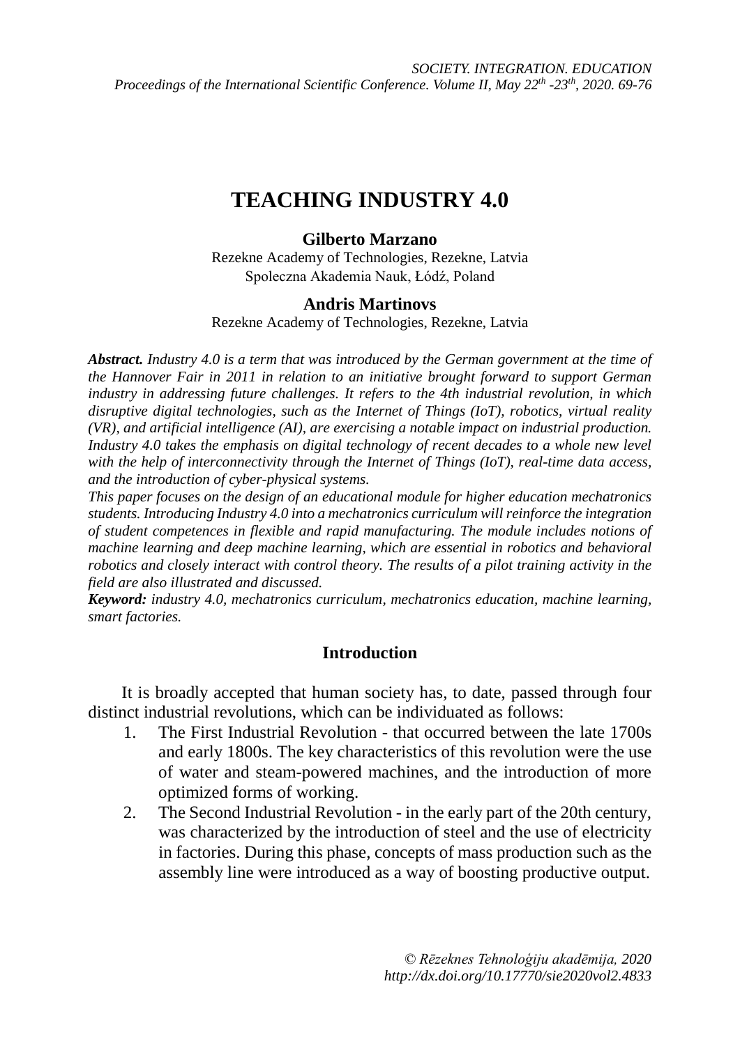# TEACHING INDUSTRY 4.0

**Gilberto Marzano**

Rezekne Academy of Technologies, Rezekne, Latvia

Spoleczna Akademia Nauk, Łódź, Poland

**Andris Martinovs**

Rezekne Academy of Technologies, Rezekne, Latvia

***Abstract.*** *Industry 4.0 is a term that was introduced by the German government at the time of the Hannover Fair in 2011 in relation to an initiative brought forward to support German industry in addressing future challenges. It refers to the 4th industrial revolution, in which disruptive digital technologies, such as the Internet of Things (IoT), robotics, virtual reality (VR), and artificial intelligence (AI), are exercising a notable impact on industrial production. Industry 4.0 takes the emphasis on digital technology of recent decades to a whole new level with the help of interconnectivity through the Internet of Things (IoT), real-time data access, and the introduction of cyber-physical systems.*

*This paper focuses on the design of an educational module for higher education mechatronics students. Introducing Industry 4.0 into a mechatronics curriculum will reinforce the integration of student competences in flexible and rapid manufacturing. The module includes notions of machine learning and deep machine learning, which are essential in robotics and behavioral robotics and closely interact with control theory. The results of a pilot training activity in the field are also illustrated and discussed.*

***Keyword:*** *industry 4.0, mechatronics curriculum, mechatronics education, machine learning, smart factories.*

## Introduction

It is broadly accepted that human society has, to date, passed through four distinct industrial revolutions, which can be individuated as follows:

1. The First Industrial Revolution - that occurred between the late 1700s and early 1800s. The key characteristics of this revolution were the use of water and steam-powered machines, and the introduction of more optimized forms of working.
2. The Second Industrial Revolution - in the early part of the 20th century, was characterized by the introduction of steel and the use of electricity in factories. During this phase, concepts of mass production such as the assembly line were introduced as a way of boosting productive output.

© Rēzeknes Tehnoloģiju akadēmija, 2020
http://dx.doi.org/10.17770/sie2020vol2.4833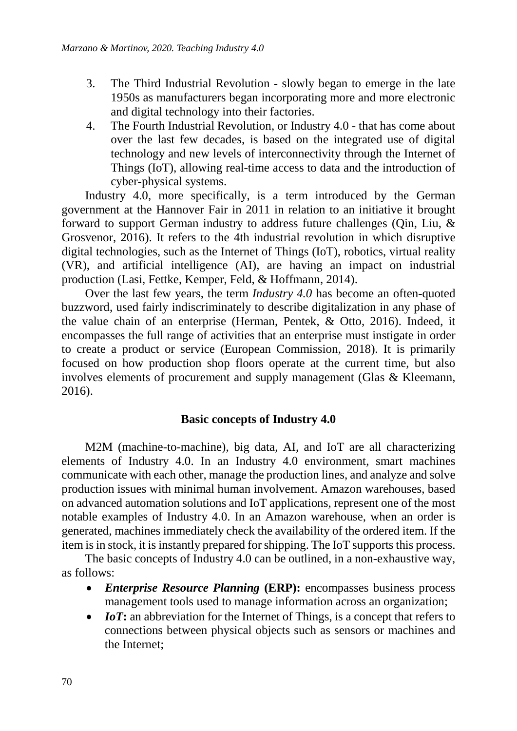3. The Third Industrial Revolution - slowly began to emerge in the late 1950s as manufacturers began incorporating more and more electronic and digital technology into their factories.
4. The Fourth Industrial Revolution, or Industry 4.0 - that has come about over the last few decades, is based on the integrated use of digital technology and new levels of interconnectivity through the Internet of Things (IoT), allowing real-time access to data and the introduction of cyber-physical systems.

Industry 4.0, more specifically, is a term introduced by the German government at the Hannover Fair in 2011 in relation to an initiative it brought forward to support German industry to address future challenges (Qin, Liu, & Grosvenor, 2016). It refers to the 4th industrial revolution in which disruptive digital technologies, such as the Internet of Things (IoT), robotics, virtual reality (VR), and artificial intelligence (AI), are having an impact on industrial production (Lasi, Fettke, Kemper, Feld, & Hoffmann, 2014).

Over the last few years, the term *Industry 4.0* has become an often-quoted buzzword, used fairly indiscriminately to describe digitalization in any phase of the value chain of an enterprise (Herman, Pentek, & Otto, 2016). Indeed, it encompasses the full range of activities that an enterprise must instigate in order to create a product or service (European Commission, 2018). It is primarily focused on how production shop floors operate at the current time, but also involves elements of procurement and supply management (Glas & Kleemann, 2016).

## Basic concepts of Industry 4.0

M2M (machine-to-machine), big data, AI, and IoT are all characterizing elements of Industry 4.0. In an Industry 4.0 environment, smart machines communicate with each other, manage the production lines, and analyze and solve production issues with minimal human involvement. Amazon warehouses, based on advanced automation solutions and IoT applications, represent one of the most notable examples of Industry 4.0. In an Amazon warehouse, when an order is generated, machines immediately check the availability of the ordered item. If the item is in stock, it is instantly prepared for shipping. The IoT supports this process.

The basic concepts of Industry 4.0 can be outlined, in a non-exhaustive way, as follows:

- ***Enterprise Resource Planning* (ERP):** encompasses business process management tools used to manage information across an organization;
- ***IoT*:** an abbreviation for the Internet of Things, is a concept that refers to connections between physical objects such as sensors or machines and the Internet;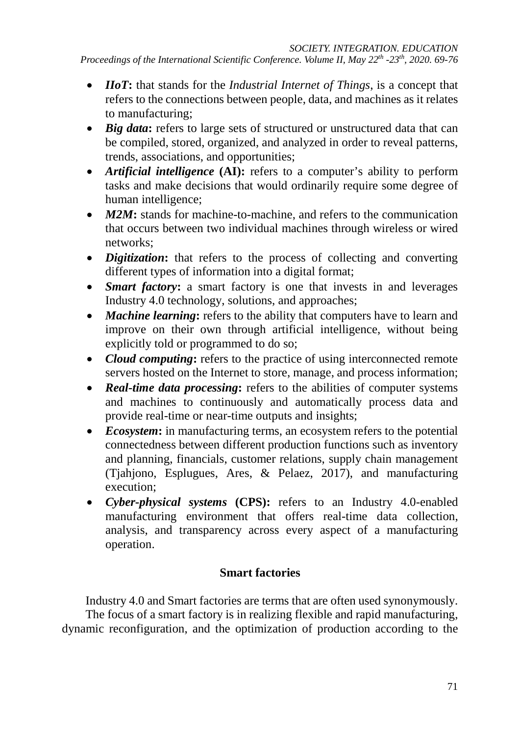- ***IIoT*****:** that stands for the *Industrial Internet of Things*, is a concept that refers to the connections between people, data, and machines as it relates to manufacturing;
- ***Big data*****:** refers to large sets of structured or unstructured data that can be compiled, stored, organized, and analyzed in order to reveal patterns, trends, associations, and opportunities;
- ***Artificial intelligence*** **(AI):** refers to a computer's ability to perform tasks and make decisions that would ordinarily require some degree of human intelligence;
- ***M2M*****:** stands for machine-to-machine, and refers to the communication that occurs between two individual machines through wireless or wired networks;
- ***Digitization*****:** that refers to the process of collecting and converting different types of information into a digital format;
- ***Smart factory*****:** a smart factory is one that invests in and leverages Industry 4.0 technology, solutions, and approaches;
- ***Machine learning*****:** refers to the ability that computers have to learn and improve on their own through artificial intelligence, without being explicitly told or programmed to do so;
- ***Cloud computing*****:** refers to the practice of using interconnected remote servers hosted on the Internet to store, manage, and process information;
- ***Real-time data processing*****:** refers to the abilities of computer systems and machines to continuously and automatically process data and provide real-time or near-time outputs and insights;
- ***Ecosystem*****:** in manufacturing terms, an ecosystem refers to the potential connectedness between different production functions such as inventory and planning, financials, customer relations, supply chain management (Tjahjono, Esplugues, Ares, & Pelaez, 2017), and manufacturing execution;
- ***Cyber-physical systems*** **(CPS):** refers to an Industry 4.0-enabled manufacturing environment that offers real-time data collection, analysis, and transparency across every aspect of a manufacturing operation.

## Smart factories

Industry 4.0 and Smart factories are terms that are often used synonymously.

The focus of a smart factory is in realizing flexible and rapid manufacturing, dynamic reconfiguration, and the optimization of production according to the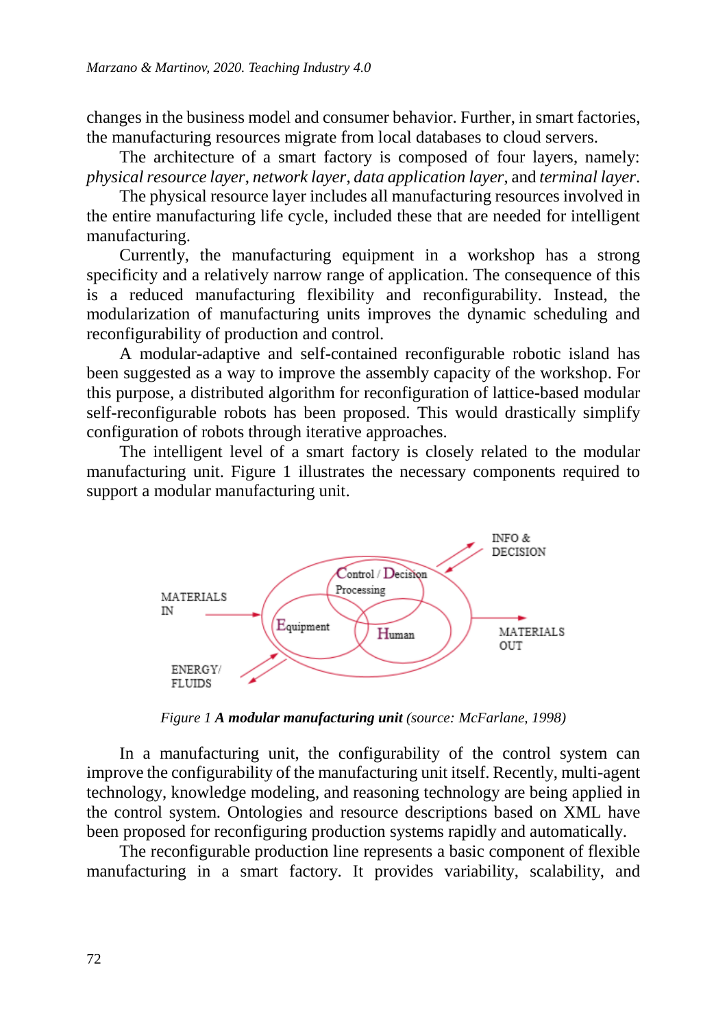changes in the business model and consumer behavior. Further, in smart factories, the manufacturing resources migrate from local databases to cloud servers.

The architecture of a smart factory is composed of four layers, namely: *physical resource layer*, *network layer*, *data application layer*, and *terminal layer*.

The physical resource layer includes all manufacturing resources involved in the entire manufacturing life cycle, included these that are needed for intelligent manufacturing.

Currently, the manufacturing equipment in a workshop has a strong specificity and a relatively narrow range of application. The consequence of this is a reduced manufacturing flexibility and reconfigurability. Instead, the modularization of manufacturing units improves the dynamic scheduling and reconfigurability of production and control.

A modular-adaptive and self-contained reconfigurable robotic island has been suggested as a way to improve the assembly capacity of the workshop. For this purpose, a distributed algorithm for reconfiguration of lattice-based modular self-reconfigurable robots has been proposed. This would drastically simplify configuration of robots through iterative approaches.

The intelligent level of a smart factory is closely related to the modular manufacturing unit. Figure 1 illustrates the necessary components required to support a modular manufacturing unit.

MATERIALS IN

ENERGY/ FLUIDS

Control / Decision Processing

Equipment

Human

INFO & DECISION

MATERIALS OUT

*Figure 1* ***A modular manufacturing unit*** *(source: McFarlane, 1998)*

In a manufacturing unit, the configurability of the control system can improve the configurability of the manufacturing unit itself. Recently, multi-agent technology, knowledge modeling, and reasoning technology are being applied in the control system. Ontologies and resource descriptions based on XML have been proposed for reconfiguring production systems rapidly and automatically.

The reconfigurable production line represents a basic component of flexible manufacturing in a smart factory. It provides variability, scalability, and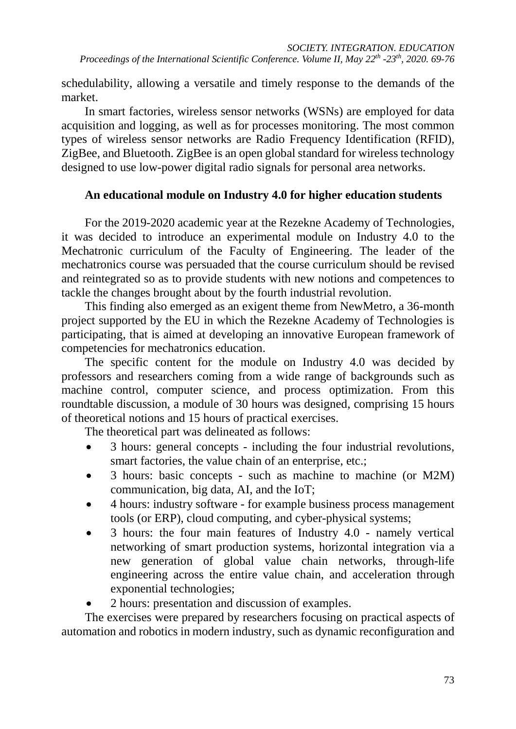schedulability, allowing a versatile and timely response to the demands of the market.

In smart factories, wireless sensor networks (WSNs) are employed for data acquisition and logging, as well as for processes monitoring. The most common types of wireless sensor networks are Radio Frequency Identification (RFID), ZigBee, and Bluetooth. ZigBee is an open global standard for wireless technology designed to use low-power digital radio signals for personal area networks.

## An educational module on Industry 4.0 for higher education students

For the 2019-2020 academic year at the Rezekne Academy of Technologies, it was decided to introduce an experimental module on Industry 4.0 to the Mechatronic curriculum of the Faculty of Engineering. The leader of the mechatronics course was persuaded that the course curriculum should be revised and reintegrated so as to provide students with new notions and competences to tackle the changes brought about by the fourth industrial revolution.

This finding also emerged as an exigent theme from NewMetro, a 36-month project supported by the EU in which the Rezekne Academy of Technologies is participating, that is aimed at developing an innovative European framework of competencies for mechatronics education.

The specific content for the module on Industry 4.0 was decided by professors and researchers coming from a wide range of backgrounds such as machine control, computer science, and process optimization. From this roundtable discussion, a module of 30 hours was designed, comprising 15 hours of theoretical notions and 15 hours of practical exercises.

The theoretical part was delineated as follows:

- 3 hours: general concepts - including the four industrial revolutions, smart factories, the value chain of an enterprise, etc.;
- 3 hours: basic concepts - such as machine to machine (or M2M) communication, big data, AI, and the IoT;
- 4 hours: industry software - for example business process management tools (or ERP), cloud computing, and cyber-physical systems;
- 3 hours: the four main features of Industry 4.0 - namely vertical networking of smart production systems, horizontal integration via a new generation of global value chain networks, through-life engineering across the entire value chain, and acceleration through exponential technologies;
- 2 hours: presentation and discussion of examples.

The exercises were prepared by researchers focusing on practical aspects of automation and robotics in modern industry, such as dynamic reconfiguration and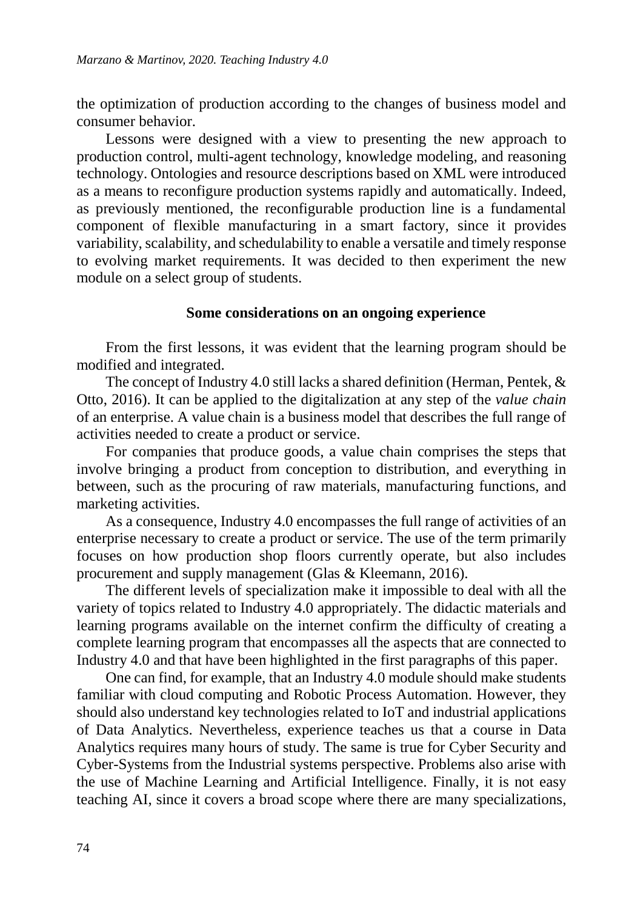the optimization of production according to the changes of business model and consumer behavior.

Lessons were designed with a view to presenting the new approach to production control, multi-agent technology, knowledge modeling, and reasoning technology. Ontologies and resource descriptions based on XML were introduced as a means to reconfigure production systems rapidly and automatically. Indeed, as previously mentioned, the reconfigurable production line is a fundamental component of flexible manufacturing in a smart factory, since it provides variability, scalability, and schedulability to enable a versatile and timely response to evolving market requirements. It was decided to then experiment the new module on a select group of students.

## Some considerations on an ongoing experience

From the first lessons, it was evident that the learning program should be modified and integrated.

The concept of Industry 4.0 still lacks a shared definition (Herman, Pentek, & Otto, 2016). It can be applied to the digitalization at any step of the *value chain* of an enterprise. A value chain is a business model that describes the full range of activities needed to create a product or service.

For companies that produce goods, a value chain comprises the steps that involve bringing a product from conception to distribution, and everything in between, such as the procuring of raw materials, manufacturing functions, and marketing activities.

As a consequence, Industry 4.0 encompasses the full range of activities of an enterprise necessary to create a product or service. The use of the term primarily focuses on how production shop floors currently operate, but also includes procurement and supply management (Glas & Kleemann, 2016).

The different levels of specialization make it impossible to deal with all the variety of topics related to Industry 4.0 appropriately. The didactic materials and learning programs available on the internet confirm the difficulty of creating a complete learning program that encompasses all the aspects that are connected to Industry 4.0 and that have been highlighted in the first paragraphs of this paper.

One can find, for example, that an Industry 4.0 module should make students familiar with cloud computing and Robotic Process Automation. However, they should also understand key technologies related to IoT and industrial applications of Data Analytics. Nevertheless, experience teaches us that a course in Data Analytics requires many hours of study. The same is true for Cyber Security and Cyber-Systems from the Industrial systems perspective. Problems also arise with the use of Machine Learning and Artificial Intelligence. Finally, it is not easy teaching AI, since it covers a broad scope where there are many specializations,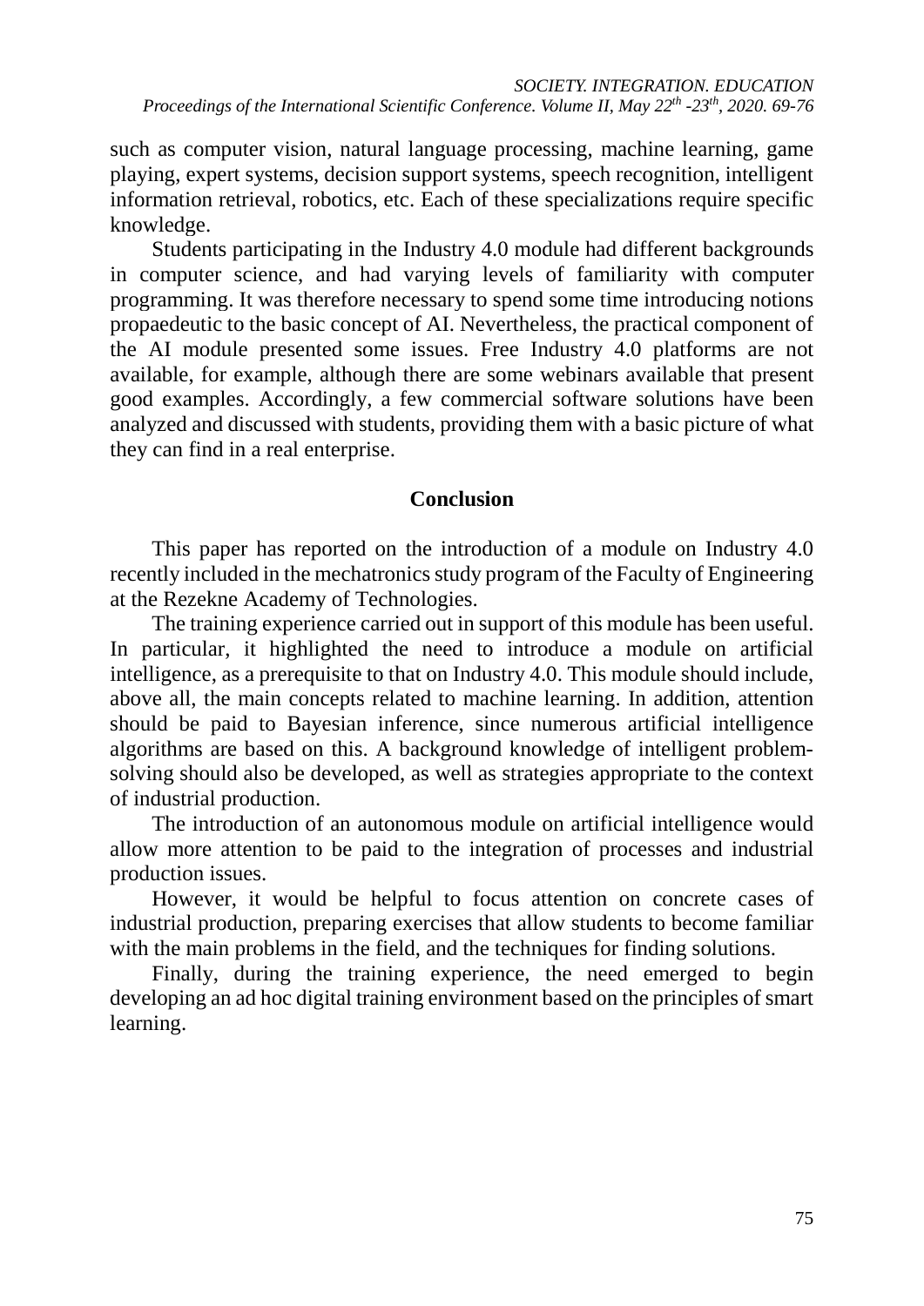such as computer vision, natural language processing, machine learning, game playing, expert systems, decision support systems, speech recognition, intelligent information retrieval, robotics, etc. Each of these specializations require specific knowledge.

Students participating in the Industry 4.0 module had different backgrounds in computer science, and had varying levels of familiarity with computer programming. It was therefore necessary to spend some time introducing notions propaedeutic to the basic concept of AI. Nevertheless, the practical component of the AI module presented some issues. Free Industry 4.0 platforms are not available, for example, although there are some webinars available that present good examples. Accordingly, a few commercial software solutions have been analyzed and discussed with students, providing them with a basic picture of what they can find in a real enterprise.

## Conclusion

This paper has reported on the introduction of a module on Industry 4.0 recently included in the mechatronics study program of the Faculty of Engineering at the Rezekne Academy of Technologies.

The training experience carried out in support of this module has been useful. In particular, it highlighted the need to introduce a module on artificial intelligence, as a prerequisite to that on Industry 4.0. This module should include, above all, the main concepts related to machine learning. In addition, attention should be paid to Bayesian inference, since numerous artificial intelligence algorithms are based on this. A background knowledge of intelligent problem-solving should also be developed, as well as strategies appropriate to the context of industrial production.

The introduction of an autonomous module on artificial intelligence would allow more attention to be paid to the integration of processes and industrial production issues.

However, it would be helpful to focus attention on concrete cases of industrial production, preparing exercises that allow students to become familiar with the main problems in the field, and the techniques for finding solutions.

Finally, during the training experience, the need emerged to begin developing an ad hoc digital training environment based on the principles of smart learning.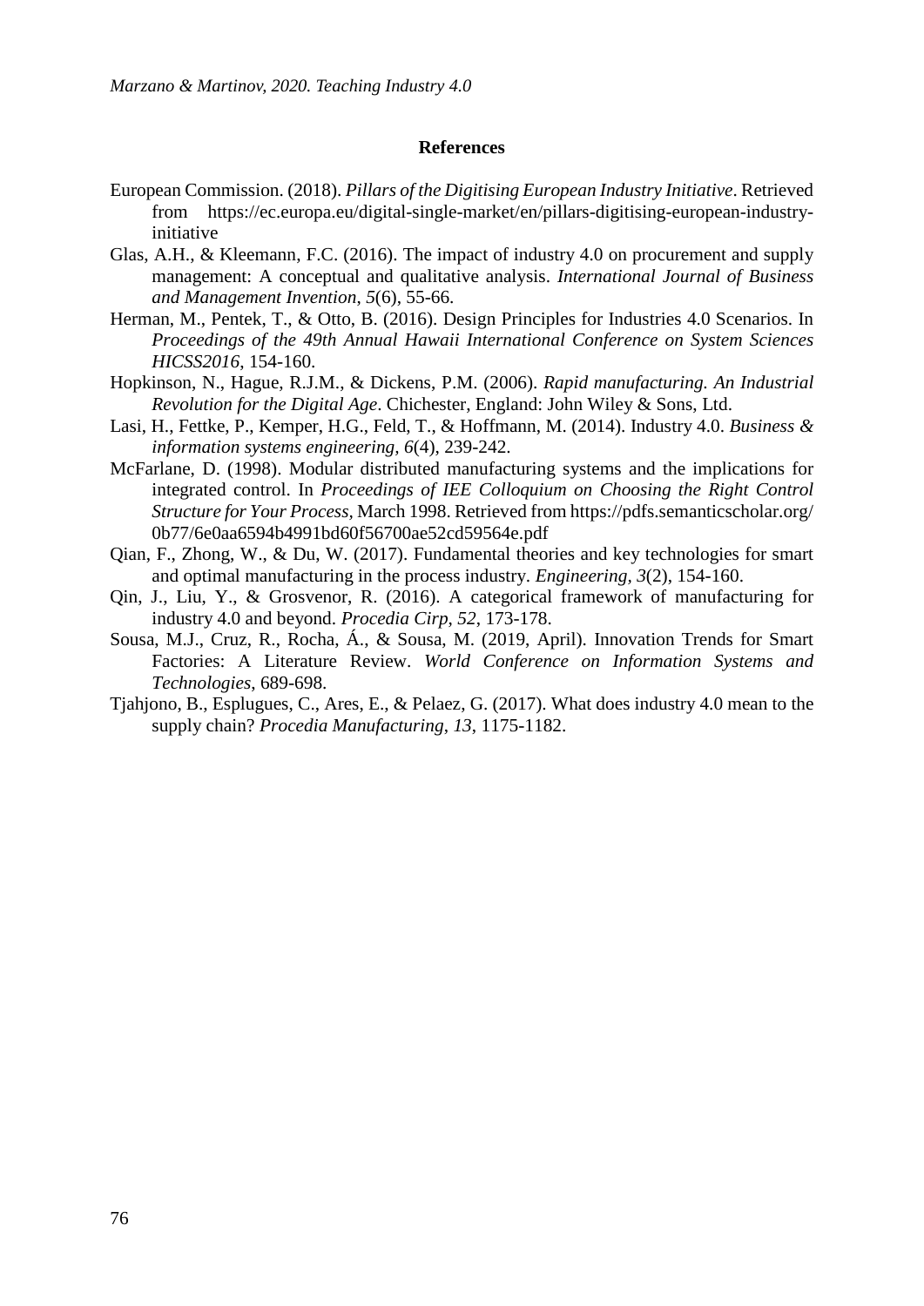## References

European Commission. (2018). *Pillars of the Digitising European Industry Initiative*. Retrieved from https://ec.europa.eu/digital-single-market/en/pillars-digitising-european-industry-initiative

Glas, A.H., & Kleemann, F.C. (2016). The impact of industry 4.0 on procurement and supply management: A conceptual and qualitative analysis. *International Journal of Business and Management Invention*, *5*(6), 55-66.

Herman, M., Pentek, T., & Otto, B. (2016). Design Principles for Industries 4.0 Scenarios. In *Proceedings of the 49th Annual Hawaii International Conference on System Sciences HICSS2016*, 154-160.

Hopkinson, N., Hague, R.J.M., & Dickens, P.M. (2006). *Rapid manufacturing. An Industrial Revolution for the Digital Age*. Chichester, England: John Wiley & Sons, Ltd.

Lasi, H., Fettke, P., Kemper, H.G., Feld, T., & Hoffmann, M. (2014). Industry 4.0. *Business & information systems engineering, 6*(4), 239-242.

McFarlane, D. (1998). Modular distributed manufacturing systems and the implications for integrated control. In *Proceedings of IEE Colloquium on Choosing the Right Control Structure for Your Process*, March 1998. Retrieved from https://pdfs.semanticscholar.org/0b77/6e0aa6594b4991bd60f56700ae52cd59564e.pdf

Qian, F., Zhong, W., & Du, W. (2017). Fundamental theories and key technologies for smart and optimal manufacturing in the process industry. *Engineering, 3*(2), 154-160.

Qin, J., Liu, Y., & Grosvenor, R. (2016). A categorical framework of manufacturing for industry 4.0 and beyond. *Procedia Cirp*, *52*, 173-178.

Sousa, M.J., Cruz, R., Rocha, Á., & Sousa, M. (2019, April). Innovation Trends for Smart Factories: A Literature Review. *World Conference on Information Systems and Technologies*, 689-698.

Tjahjono, B., Esplugues, C., Ares, E., & Pelaez, G. (2017). What does industry 4.0 mean to the supply chain? *Procedia Manufacturing*, *13*, 1175-1182.